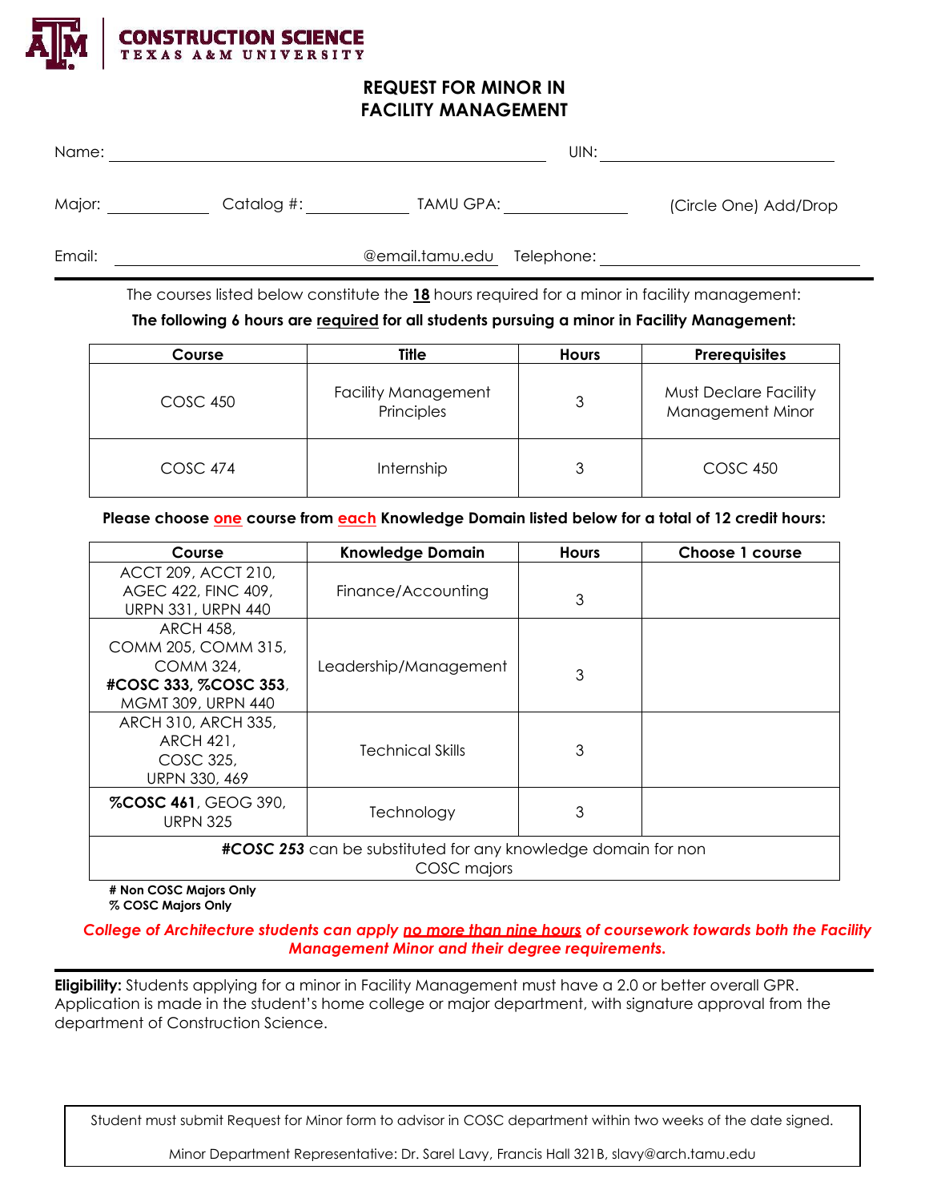**CONSTRUCTION SCIENCE**
TEXAS A&M UNIVERSITY

# REQUEST FOR MINOR IN FACILITY MANAGEMENT

Name: ______________________ UIN: ______________________

Major: __________ Catalog #: __________ TAMU GPA: __________ (Circle One) Add/Drop

Email: ______________________@email.tamu.edu Telephone: ______________________

---

The courses listed below constitute the **18** hours required for a minor in facility management:

**The following 6 hours are required for all students pursuing a minor in Facility Management:**

| Course | Title | Hours | Prerequisites |
|---|---|---|---|
| COSC 450 | Facility Management Principles | 3 | Must Declare Facility Management Minor |
| COSC 474 | Internship | 3 | COSC 450 |

**Please choose one course from each Knowledge Domain listed below for a total of 12 credit hours:**

| Course | Knowledge Domain | Hours | Choose 1 course |
|---|---|---|---|
| ACCT 209, ACCT 210, AGEC 422, FINC 409, URPN 331, URPN 440 | Finance/Accounting | 3 | |
| ARCH 458, COMM 205, COMM 315, COMM 324, **#COSC 333, %COSC 353**, MGMT 309, URPN 440 | Leadership/Management | 3 | |
| ARCH 310, ARCH 335, ARCH 421, COSC 325, URPN 330, 469 | Technical Skills | 3 | |
| **%COSC 461**, GEOG 390, URPN 325 | Technology | 3 | |
| ***#COSC 253*** *can be substituted for any knowledge domain for non COSC majors* | | | |

**# Non COSC Majors Only**
**% COSC Majors Only**

***College of Architecture students can apply no more than nine hours of coursework towards both the Facility Management Minor and their degree requirements.***

---

**Eligibility:** Students applying for a minor in Facility Management must have a 2.0 or better overall GPR. Application is made in the student's home college or major department, with signature approval from the department of Construction Science.

Student must submit Request for Minor form to advisor in COSC department within two weeks of the date signed.

Minor Department Representative: Dr. Sarel Lavy, Francis Hall 321B, slavy@arch.tamu.edu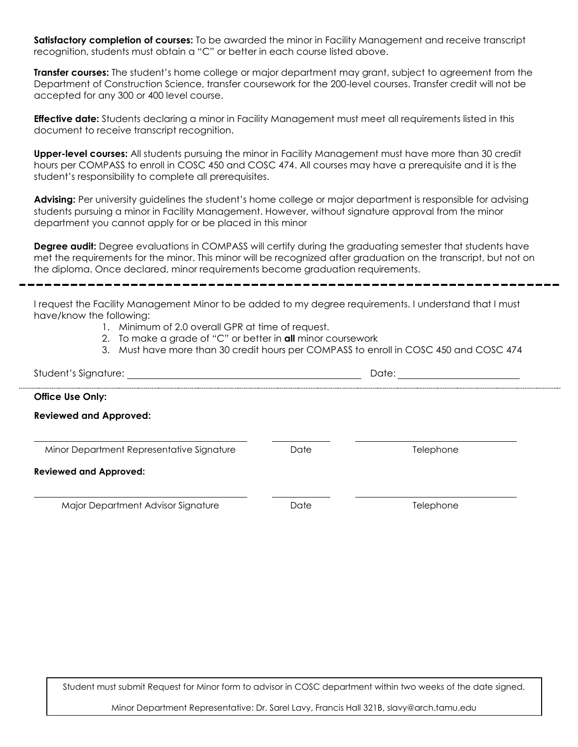**Satisfactory completion of courses:** To be awarded the minor in Facility Management and receive transcript recognition, students must obtain a "C" or better in each course listed above.

**Transfer courses:** The student's home college or major department may grant, subject to agreement from the Department of Construction Science, transfer coursework for the 200-level courses. Transfer credit will not be accepted for any 300 or 400 level course.

**Effective date:** Students declaring a minor in Facility Management must meet all requirements listed in this document to receive transcript recognition.

**Upper-level courses:** All students pursuing the minor in Facility Management must have more than 30 credit hours per COMPASS to enroll in COSC 450 and COSC 474. All courses may have a prerequisite and it is the student's responsibility to complete all prerequisites.

**Advising:** Per university guidelines the student's home college or major department is responsible for advising students pursuing a minor in Facility Management. However, without signature approval from the minor department you cannot apply for or be placed in this minor

**Degree audit:** Degree evaluations in COMPASS will certify during the graduating semester that students have met the requirements for the minor. This minor will be recognized after graduation on the transcript, but not on the diploma. Once declared, minor requirements become graduation requirements.

---

I request the Facility Management Minor to be added to my degree requirements. I understand that I must have/know the following:

1. Minimum of 2.0 overall GPR at time of request.
2. To make a grade of "C" or better in **all** minor coursework
3. Must have more than 30 credit hours per COMPASS to enroll in COSC 450 and COSC 474

Student's Signature: ______________________________ Date: ______________

---

**Office Use Only:**

**Reviewed and Approved:**

______________________________ ________ ______________________

Minor Department Representative Signature Date Telephone

**Reviewed and Approved:**

______________________________ ________ ______________________

Major Department Advisor Signature Date Telephone

Student must submit Request for Minor form to advisor in COSC department within two weeks of the date signed.

Minor Department Representative: Dr. Sarel Lavy, Francis Hall 321B, slavy@arch.tamu.edu